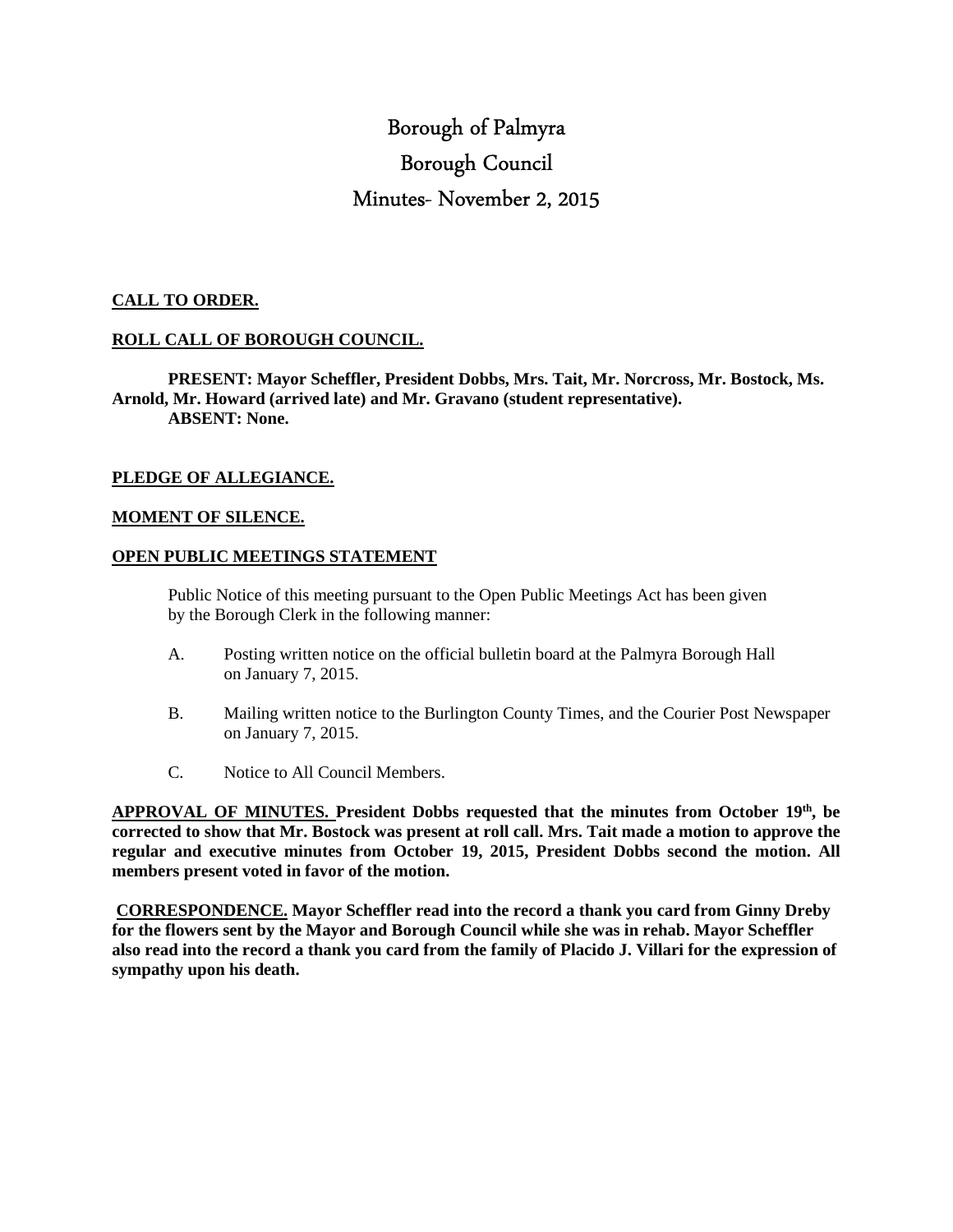# Borough of Palmyra

# Borough Council

# Minutes- November 2, 2015

**CALL TO ORDER.**

**ROLL CALL OF BOROUGH COUNCIL.**

**PRESENT: Mayor Scheffler, President Dobbs, Mrs. Tait, Mr. Norcross, Mr. Bostock, Ms. Arnold, Mr. Howard (arrived late) and Mr. Gravano (student representative).**
**ABSENT: None.**

**PLEDGE OF ALLEGIANCE.**

**MOMENT OF SILENCE.**

**OPEN PUBLIC MEETINGS STATEMENT**

Public Notice of this meeting pursuant to the Open Public Meetings Act has been given by the Borough Clerk in the following manner:

A. Posting written notice on the official bulletin board at the Palmyra Borough Hall on January 7, 2015.

B. Mailing written notice to the Burlington County Times, and the Courier Post Newspaper on January 7, 2015.

C. Notice to All Council Members.

**APPROVAL OF MINUTES. President Dobbs requested that the minutes from October 19th, be corrected to show that Mr. Bostock was present at roll call. Mrs. Tait made a motion to approve the regular and executive minutes from October 19, 2015, President Dobbs second the motion. All members present voted in favor of the motion.**

**CORRESPONDENCE. Mayor Scheffler read into the record a thank you card from Ginny Dreby for the flowers sent by the Mayor and Borough Council while she was in rehab. Mayor Scheffler also read into the record a thank you card from the family of Placido J. Villari for the expression of sympathy upon his death.**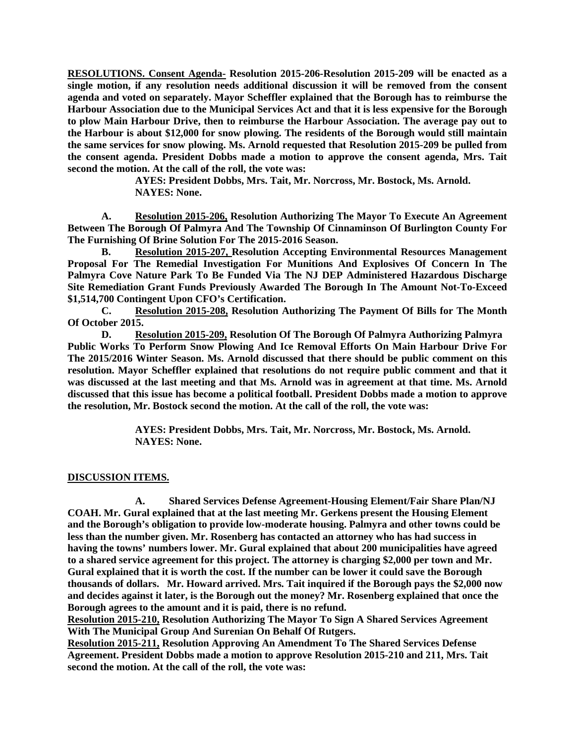**RESOLUTIONS. Consent Agenda- Resolution 2015-206-Resolution 2015-209 will be enacted as a single motion, if any resolution needs additional discussion it will be removed from the consent agenda and voted on separately. Mayor Scheffler explained that the Borough has to reimburse the Harbour Association due to the Municipal Services Act and that it is less expensive for the Borough to plow Main Harbour Drive, then to reimburse the Harbour Association. The average pay out to the Harbour is about $12,000 for snow plowing. The residents of the Borough would still maintain the same services for snow plowing. Ms. Arnold requested that Resolution 2015-209 be pulled from the consent agenda. President Dobbs made a motion to approve the consent agenda, Mrs. Tait second the motion. At the call of the roll, the vote was:**

> **AYES: President Dobbs, Mrs. Tait, Mr. Norcross, Mr. Bostock, Ms. Arnold.**
> **NAYES: None.**

**A. Resolution 2015-206, Resolution Authorizing The Mayor To Execute An Agreement Between The Borough Of Palmyra And The Township Of Cinnaminson Of Burlington County For The Furnishing Of Brine Solution For The 2015-2016 Season.**

**B. Resolution 2015-207, Resolution Accepting Environmental Resources Management Proposal For The Remedial Investigation For Munitions And Explosives Of Concern In The Palmyra Cove Nature Park To Be Funded Via The NJ DEP Administered Hazardous Discharge Site Remediation Grant Funds Previously Awarded The Borough In The Amount Not-To-Exceed $1,514,700 Contingent Upon CFO's Certification.**

**C. Resolution 2015-208, Resolution Authorizing The Payment Of Bills for The Month Of October 2015.**

**D. Resolution 2015-209, Resolution Of The Borough Of Palmyra Authorizing Palmyra Public Works To Perform Snow Plowing And Ice Removal Efforts On Main Harbour Drive For The 2015/2016 Winter Season. Ms. Arnold discussed that there should be public comment on this resolution. Mayor Scheffler explained that resolutions do not require public comment and that it was discussed at the last meeting and that Ms. Arnold was in agreement at that time. Ms. Arnold discussed that this issue has become a political football. President Dobbs made a motion to approve the resolution, Mr. Bostock second the motion. At the call of the roll, the vote was:**

> **AYES: President Dobbs, Mrs. Tait, Mr. Norcross, Mr. Bostock, Ms. Arnold.**
> **NAYES: None.**

**DISCUSSION ITEMS.**

**A. Shared Services Defense Agreement-Housing Element/Fair Share Plan/NJ COAH. Mr. Gural explained that at the last meeting Mr. Gerkens present the Housing Element and the Borough's obligation to provide low-moderate housing. Palmyra and other towns could be less than the number given. Mr. Rosenberg has contacted an attorney who has had success in having the towns' numbers lower. Mr. Gural explained that about 200 municipalities have agreed to a shared service agreement for this project. The attorney is charging $2,000 per town and Mr. Gural explained that it is worth the cost. If the number can be lower it could save the Borough thousands of dollars. Mr. Howard arrived. Mrs. Tait inquired if the Borough pays the $2,000 now and decides against it later, is the Borough out the money? Mr. Rosenberg explained that once the Borough agrees to the amount and it is paid, there is no refund.**

**Resolution 2015-210, Resolution Authorizing The Mayor To Sign A Shared Services Agreement With The Municipal Group And Surenian On Behalf Of Rutgers.**

**Resolution 2015-211, Resolution Approving An Amendment To The Shared Services Defense Agreement. President Dobbs made a motion to approve Resolution 2015-210 and 211, Mrs. Tait second the motion. At the call of the roll, the vote was:**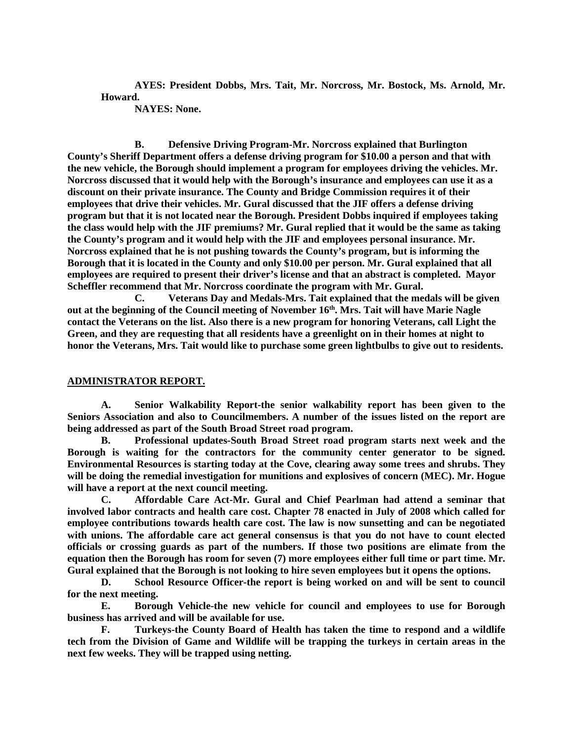**AYES: President Dobbs, Mrs. Tait, Mr. Norcross, Mr. Bostock, Ms. Arnold, Mr. Howard.**

**NAYES: None.**

**B. Defensive Driving Program-Mr. Norcross explained that Burlington County's Sheriff Department offers a defense driving program for $10.00 a person and that with the new vehicle, the Borough should implement a program for employees driving the vehicles. Mr. Norcross discussed that it would help with the Borough's insurance and employees can use it as a discount on their private insurance. The County and Bridge Commission requires it of their employees that drive their vehicles. Mr. Gural discussed that the JIF offers a defense driving program but that it is not located near the Borough. President Dobbs inquired if employees taking the class would help with the JIF premiums? Mr. Gural replied that it would be the same as taking the County's program and it would help with the JIF and employees personal insurance. Mr. Norcross explained that he is not pushing towards the County's program, but is informing the Borough that it is located in the County and only $10.00 per person. Mr. Gural explained that all employees are required to present their driver's license and that an abstract is completed. Mayor Scheffler recommend that Mr. Norcross coordinate the program with Mr. Gural.**

**C. Veterans Day and Medals-Mrs. Tait explained that the medals will be given out at the beginning of the Council meeting of November 16th. Mrs. Tait will have Marie Nagle contact the Veterans on the list. Also there is a new program for honoring Veterans, call Light the Green, and they are requesting that all residents have a greenlight on in their homes at night to honor the Veterans, Mrs. Tait would like to purchase some green lightbulbs to give out to residents.**

## **ADMINISTRATOR REPORT.**

**A. Senior Walkability Report-the senior walkability report has been given to the Seniors Association and also to Councilmembers. A number of the issues listed on the report are being addressed as part of the South Broad Street road program.**

**B. Professional updates-South Broad Street road program starts next week and the Borough is waiting for the contractors for the community center generator to be signed. Environmental Resources is starting today at the Cove, clearing away some trees and shrubs. They will be doing the remedial investigation for munitions and explosives of concern (MEC). Mr. Hogue will have a report at the next council meeting.**

**C. Affordable Care Act-Mr. Gural and Chief Pearlman had attend a seminar that involved labor contracts and health care cost. Chapter 78 enacted in July of 2008 which called for employee contributions towards health care cost. The law is now sunsetting and can be negotiated with unions. The affordable care act general consensus is that you do not have to count elected officials or crossing guards as part of the numbers. If those two positions are elimate from the equation then the Borough has room for seven (7) more employees either full time or part time. Mr. Gural explained that the Borough is not looking to hire seven employees but it opens the options.**

**D. School Resource Officer-the report is being worked on and will be sent to council for the next meeting.**

**E. Borough Vehicle-the new vehicle for council and employees to use for Borough business has arrived and will be available for use.**

**F. Turkeys-the County Board of Health has taken the time to respond and a wildlife tech from the Division of Game and Wildlife will be trapping the turkeys in certain areas in the next few weeks. They will be trapped using netting.**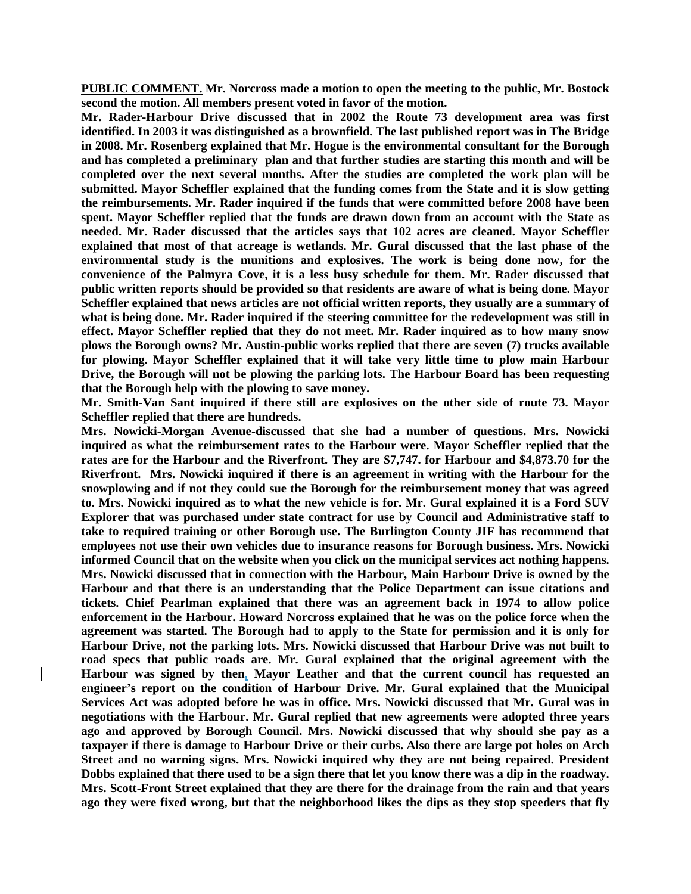**PUBLIC COMMENT. Mr. Norcross made a motion to open the meeting to the public, Mr. Bostock second the motion. All members present voted in favor of the motion.**

**Mr. Rader-Harbour Drive discussed that in 2002 the Route 73 development area was first identified. In 2003 it was distinguished as a brownfield. The last published report was in The Bridge in 2008. Mr. Rosenberg explained that Mr. Hogue is the environmental consultant for the Borough and has completed a preliminary plan and that further studies are starting this month and will be completed over the next several months. After the studies are completed the work plan will be submitted. Mayor Scheffler explained that the funding comes from the State and it is slow getting the reimbursements. Mr. Rader inquired if the funds that were committed before 2008 have been spent. Mayor Scheffler replied that the funds are drawn down from an account with the State as needed. Mr. Rader discussed that the articles says that 102 acres are cleaned. Mayor Scheffler explained that most of that acreage is wetlands. Mr. Gural discussed that the last phase of the environmental study is the munitions and explosives. The work is being done now, for the convenience of the Palmyra Cove, it is a less busy schedule for them. Mr. Rader discussed that public written reports should be provided so that residents are aware of what is being done. Mayor Scheffler explained that news articles are not official written reports, they usually are a summary of what is being done. Mr. Rader inquired if the steering committee for the redevelopment was still in effect. Mayor Scheffler replied that they do not meet. Mr. Rader inquired as to how many snow plows the Borough owns? Mr. Austin-public works replied that there are seven (7) trucks available for plowing. Mayor Scheffler explained that it will take very little time to plow main Harbour Drive, the Borough will not be plowing the parking lots. The Harbour Board has been requesting that the Borough help with the plowing to save money.**

**Mr. Smith-Van Sant inquired if there still are explosives on the other side of route 73. Mayor Scheffler replied that there are hundreds.**

**Mrs. Nowicki-Morgan Avenue-discussed that she had a number of questions. Mrs. Nowicki inquired as what the reimbursement rates to the Harbour were. Mayor Scheffler replied that the rates are for the Harbour and the Riverfront. They are $7,747. for Harbour and $4,873.70 for the Riverfront. Mrs. Nowicki inquired if there is an agreement in writing with the Harbour for the snowplowing and if not they could sue the Borough for the reimbursement money that was agreed to. Mrs. Nowicki inquired as to what the new vehicle is for. Mr. Gural explained it is a Ford SUV Explorer that was purchased under state contract for use by Council and Administrative staff to take to required training or other Borough use. The Burlington County JIF has recommend that employees not use their own vehicles due to insurance reasons for Borough business. Mrs. Nowicki informed Council that on the website when you click on the municipal services act nothing happens. Mrs. Nowicki discussed that in connection with the Harbour, Main Harbour Drive is owned by the Harbour and that there is an understanding that the Police Department can issue citations and tickets. Chief Pearlman explained that there was an agreement back in 1974 to allow police enforcement in the Harbour. Howard Norcross explained that he was on the police force when the agreement was started. The Borough had to apply to the State for permission and it is only for Harbour Drive, not the parking lots. Mrs. Nowicki discussed that Harbour Drive was not built to road specs that public roads are. Mr. Gural explained that the original agreement with the Harbour was signed by then, Mayor Leather and that the current council has requested an engineer's report on the condition of Harbour Drive. Mr. Gural explained that the Municipal Services Act was adopted before he was in office. Mrs. Nowicki discussed that Mr. Gural was in negotiations with the Harbour. Mr. Gural replied that new agreements were adopted three years ago and approved by Borough Council. Mrs. Nowicki discussed that why should she pay as a taxpayer if there is damage to Harbour Drive or their curbs. Also there are large pot holes on Arch Street and no warning signs. Mrs. Nowicki inquired why they are not being repaired. President Dobbs explained that there used to be a sign there that let you know there was a dip in the roadway. Mrs. Scott-Front Street explained that they are there for the drainage from the rain and that years ago they were fixed wrong, but that the neighborhood likes the dips as they stop speeders that fly**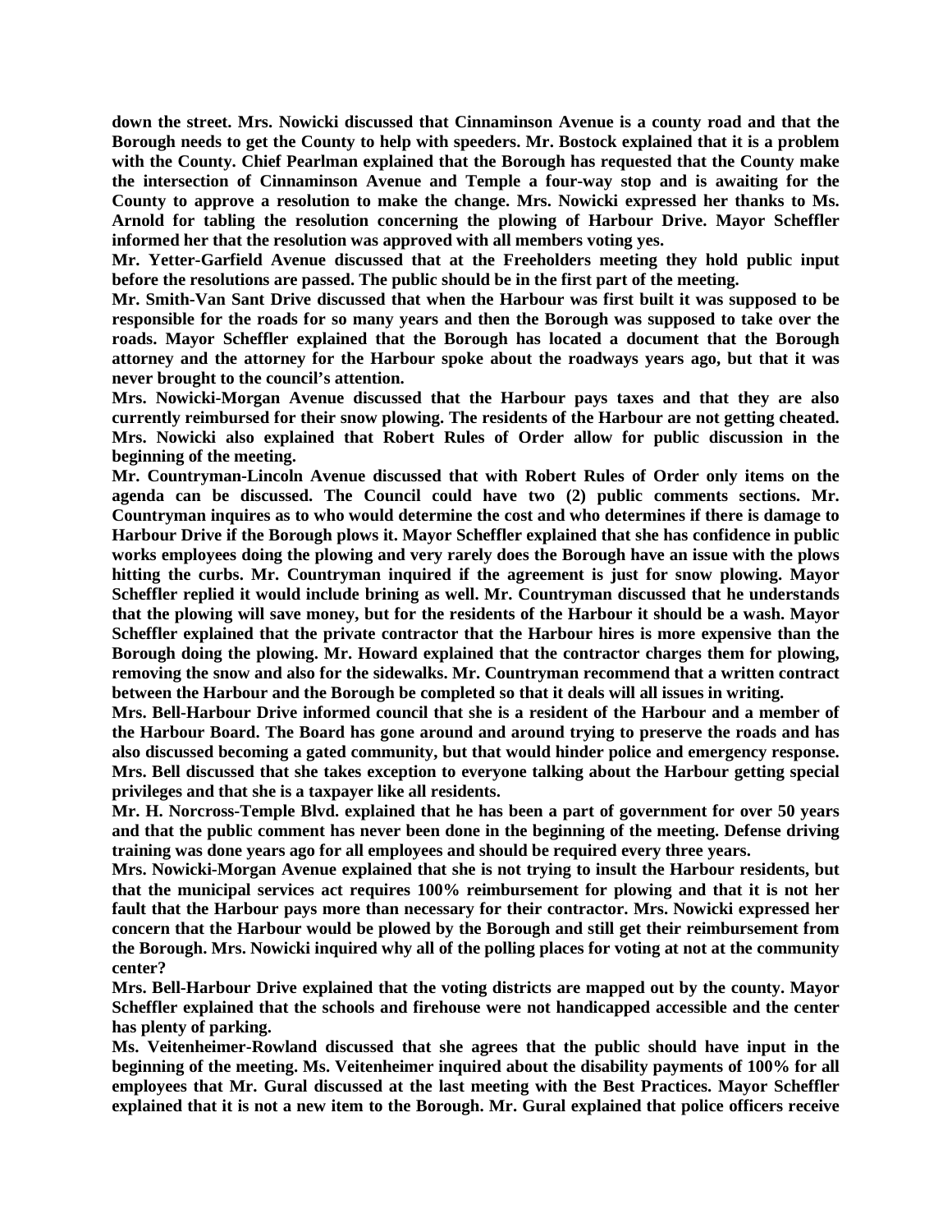**down the street. Mrs. Nowicki discussed that Cinnaminson Avenue is a county road and that the Borough needs to get the County to help with speeders. Mr. Bostock explained that it is a problem with the County. Chief Pearlman explained that the Borough has requested that the County make the intersection of Cinnaminson Avenue and Temple a four-way stop and is awaiting for the County to approve a resolution to make the change. Mrs. Nowicki expressed her thanks to Ms. Arnold for tabling the resolution concerning the plowing of Harbour Drive. Mayor Scheffler informed her that the resolution was approved with all members voting yes.**

**Mr. Yetter-Garfield Avenue discussed that at the Freeholders meeting they hold public input before the resolutions are passed. The public should be in the first part of the meeting.**

**Mr. Smith-Van Sant Drive discussed that when the Harbour was first built it was supposed to be responsible for the roads for so many years and then the Borough was supposed to take over the roads. Mayor Scheffler explained that the Borough has located a document that the Borough attorney and the attorney for the Harbour spoke about the roadways years ago, but that it was never brought to the council's attention.**

**Mrs. Nowicki-Morgan Avenue discussed that the Harbour pays taxes and that they are also currently reimbursed for their snow plowing. The residents of the Harbour are not getting cheated. Mrs. Nowicki also explained that Robert Rules of Order allow for public discussion in the beginning of the meeting.**

**Mr. Countryman-Lincoln Avenue discussed that with Robert Rules of Order only items on the agenda can be discussed. The Council could have two (2) public comments sections. Mr. Countryman inquires as to who would determine the cost and who determines if there is damage to Harbour Drive if the Borough plows it. Mayor Scheffler explained that she has confidence in public works employees doing the plowing and very rarely does the Borough have an issue with the plows hitting the curbs. Mr. Countryman inquired if the agreement is just for snow plowing. Mayor Scheffler replied it would include brining as well. Mr. Countryman discussed that he understands that the plowing will save money, but for the residents of the Harbour it should be a wash. Mayor Scheffler explained that the private contractor that the Harbour hires is more expensive than the Borough doing the plowing. Mr. Howard explained that the contractor charges them for plowing, removing the snow and also for the sidewalks. Mr. Countryman recommend that a written contract between the Harbour and the Borough be completed so that it deals will all issues in writing.**

**Mrs. Bell-Harbour Drive informed council that she is a resident of the Harbour and a member of the Harbour Board. The Board has gone around and around trying to preserve the roads and has also discussed becoming a gated community, but that would hinder police and emergency response. Mrs. Bell discussed that she takes exception to everyone talking about the Harbour getting special privileges and that she is a taxpayer like all residents.**

**Mr. H. Norcross-Temple Blvd. explained that he has been a part of government for over 50 years and that the public comment has never been done in the beginning of the meeting. Defense driving training was done years ago for all employees and should be required every three years.**

**Mrs. Nowicki-Morgan Avenue explained that she is not trying to insult the Harbour residents, but that the municipal services act requires 100% reimbursement for plowing and that it is not her fault that the Harbour pays more than necessary for their contractor. Mrs. Nowicki expressed her concern that the Harbour would be plowed by the Borough and still get their reimbursement from the Borough. Mrs. Nowicki inquired why all of the polling places for voting at not at the community center?**

**Mrs. Bell-Harbour Drive explained that the voting districts are mapped out by the county. Mayor Scheffler explained that the schools and firehouse were not handicapped accessible and the center has plenty of parking.**

**Ms. Veitenheimer-Rowland discussed that she agrees that the public should have input in the beginning of the meeting. Ms. Veitenheimer inquired about the disability payments of 100% for all employees that Mr. Gural discussed at the last meeting with the Best Practices. Mayor Scheffler explained that it is not a new item to the Borough. Mr. Gural explained that police officers receive**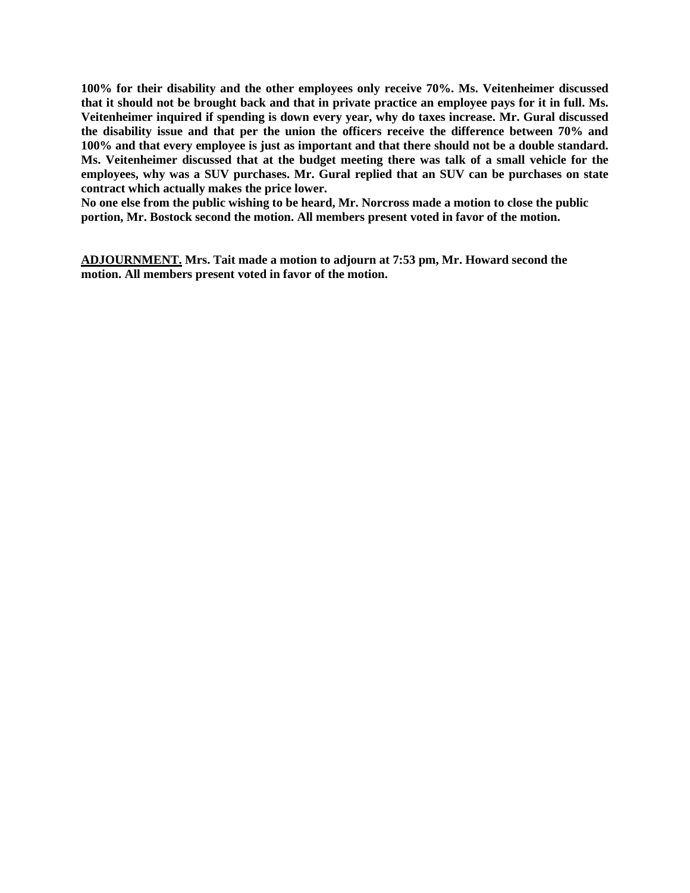**100% for their disability and the other employees only receive 70%. Ms. Veitenheimer discussed that it should not be brought back and that in private practice an employee pays for it in full. Ms. Veitenheimer inquired if spending is down every year, why do taxes increase. Mr. Gural discussed the disability issue and that per the union the officers receive the difference between 70% and 100% and that every employee is just as important and that there should not be a double standard. Ms. Veitenheimer discussed that at the budget meeting there was talk of a small vehicle for the employees, why was a SUV purchases. Mr. Gural replied that an SUV can be purchases on state contract which actually makes the price lower.**
**No one else from the public wishing to be heard, Mr. Norcross made a motion to close the public portion, Mr. Bostock second the motion. All members present voted in favor of the motion.**

**<u>ADJOURNMENT.</u> Mrs. Tait made a motion to adjourn at 7:53 pm, Mr. Howard second the motion. All members present voted in favor of the motion.**